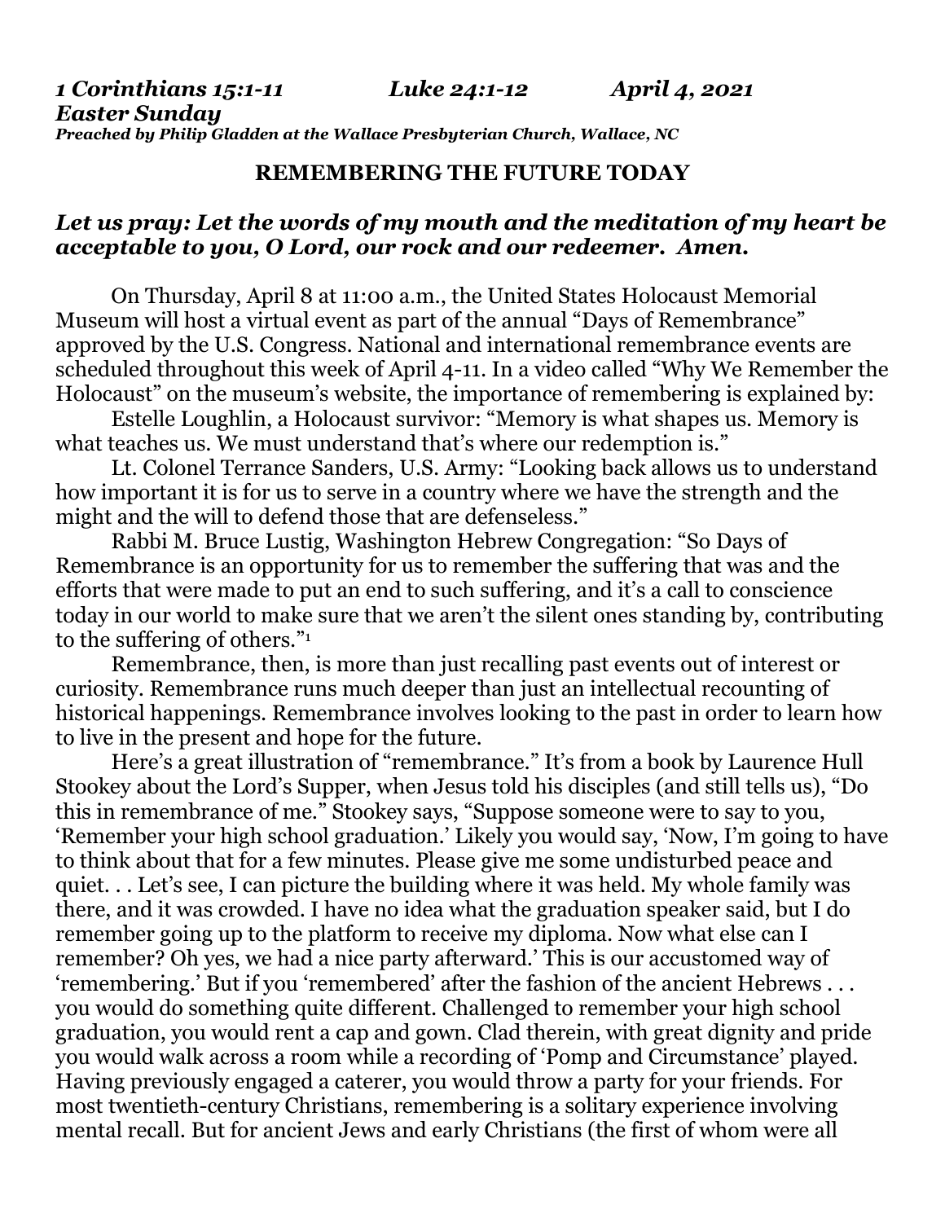*1 Corinthians 15:1-11 Luke 24:1-12 April 4, 2021*
***Easter Sunday***
***Preached by Philip Gladden at the Wallace Presbyterian Church, Wallace, NC***

**REMEMBERING THE FUTURE TODAY**

***Let us pray: Let the words of my mouth and the meditation of my heart be acceptable to you, O Lord, our rock and our redeemer. Amen.***

On Thursday, April 8 at 11:00 a.m., the United States Holocaust Memorial Museum will host a virtual event as part of the annual "Days of Remembrance" approved by the U.S. Congress. National and international remembrance events are scheduled throughout this week of April 4-11. In a video called "Why We Remember the Holocaust" on the museum's website, the importance of remembering is explained by:

Estelle Loughlin, a Holocaust survivor: "Memory is what shapes us. Memory is what teaches us. We must understand that's where our redemption is."

Lt. Colonel Terrance Sanders, U.S. Army: "Looking back allows us to understand how important it is for us to serve in a country where we have the strength and the might and the will to defend those that are defenseless."

Rabbi M. Bruce Lustig, Washington Hebrew Congregation: "So Days of Remembrance is an opportunity for us to remember the suffering that was and the efforts that were made to put an end to such suffering, and it's a call to conscience today in our world to make sure that we aren't the silent ones standing by, contributing to the suffering of others."[1]

Remembrance, then, is more than just recalling past events out of interest or curiosity. Remembrance runs much deeper than just an intellectual recounting of historical happenings. Remembrance involves looking to the past in order to learn how to live in the present and hope for the future.

Here's a great illustration of "remembrance." It's from a book by Laurence Hull Stookey about the Lord's Supper, when Jesus told his disciples (and still tells us), "Do this in remembrance of me." Stookey says, "Suppose someone were to say to you, 'Remember your high school graduation.' Likely you would say, 'Now, I'm going to have to think about that for a few minutes. Please give me some undisturbed peace and quiet. . . Let's see, I can picture the building where it was held. My whole family was there, and it was crowded. I have no idea what the graduation speaker said, but I do remember going up to the platform to receive my diploma. Now what else can I remember? Oh yes, we had a nice party afterward.' This is our accustomed way of 'remembering.' But if you 'remembered' after the fashion of the ancient Hebrews . . . you would do something quite different. Challenged to remember your high school graduation, you would rent a cap and gown. Clad therein, with great dignity and pride you would walk across a room while a recording of 'Pomp and Circumstance' played. Having previously engaged a caterer, you would throw a party for your friends. For most twentieth-century Christians, remembering is a solitary experience involving mental recall. But for ancient Jews and early Christians (the first of whom were all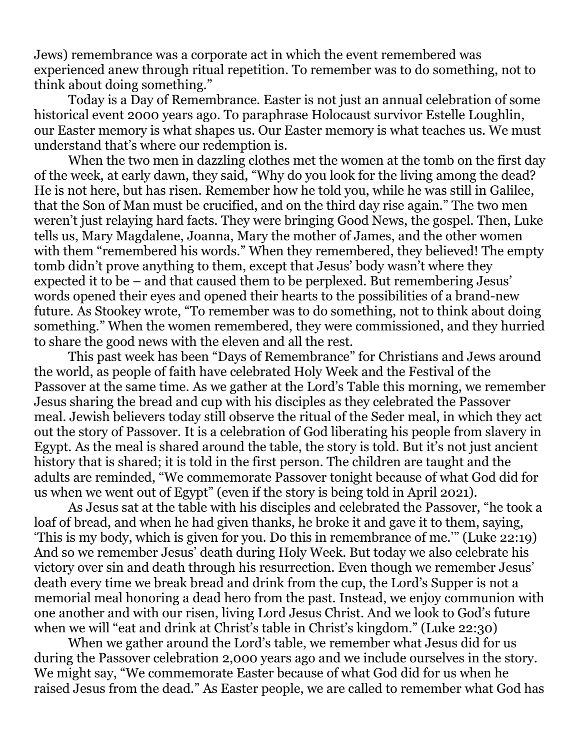Jews) remembrance was a corporate act in which the event remembered was experienced anew through ritual repetition. To remember was to do something, not to think about doing something."

Today is a Day of Remembrance. Easter is not just an annual celebration of some historical event 2000 years ago. To paraphrase Holocaust survivor Estelle Loughlin, our Easter memory is what shapes us. Our Easter memory is what teaches us. We must understand that's where our redemption is.

When the two men in dazzling clothes met the women at the tomb on the first day of the week, at early dawn, they said, "Why do you look for the living among the dead? He is not here, but has risen. Remember how he told you, while he was still in Galilee, that the Son of Man must be crucified, and on the third day rise again." The two men weren't just relaying hard facts. They were bringing Good News, the gospel. Then, Luke tells us, Mary Magdalene, Joanna, Mary the mother of James, and the other women with them "remembered his words." When they remembered, they believed! The empty tomb didn't prove anything to them, except that Jesus' body wasn't where they expected it to be – and that caused them to be perplexed. But remembering Jesus' words opened their eyes and opened their hearts to the possibilities of a brand-new future. As Stookey wrote, "To remember was to do something, not to think about doing something." When the women remembered, they were commissioned, and they hurried to share the good news with the eleven and all the rest.

This past week has been "Days of Remembrance" for Christians and Jews around the world, as people of faith have celebrated Holy Week and the Festival of the Passover at the same time. As we gather at the Lord's Table this morning, we remember Jesus sharing the bread and cup with his disciples as they celebrated the Passover meal. Jewish believers today still observe the ritual of the Seder meal, in which they act out the story of Passover. It is a celebration of God liberating his people from slavery in Egypt. As the meal is shared around the table, the story is told. But it's not just ancient history that is shared; it is told in the first person. The children are taught and the adults are reminded, "We commemorate Passover tonight because of what God did for us when we went out of Egypt" (even if the story is being told in April 2021).

As Jesus sat at the table with his disciples and celebrated the Passover, "he took a loaf of bread, and when he had given thanks, he broke it and gave it to them, saying, 'This is my body, which is given for you. Do this in remembrance of me.'" (Luke 22:19) And so we remember Jesus' death during Holy Week. But today we also celebrate his victory over sin and death through his resurrection. Even though we remember Jesus' death every time we break bread and drink from the cup, the Lord's Supper is not a memorial meal honoring a dead hero from the past. Instead, we enjoy communion with one another and with our risen, living Lord Jesus Christ. And we look to God's future when we will "eat and drink at Christ's table in Christ's kingdom." (Luke 22:30)

When we gather around the Lord's table, we remember what Jesus did for us during the Passover celebration 2,000 years ago and we include ourselves in the story. We might say, "We commemorate Easter because of what God did for us when he raised Jesus from the dead." As Easter people, we are called to remember what God has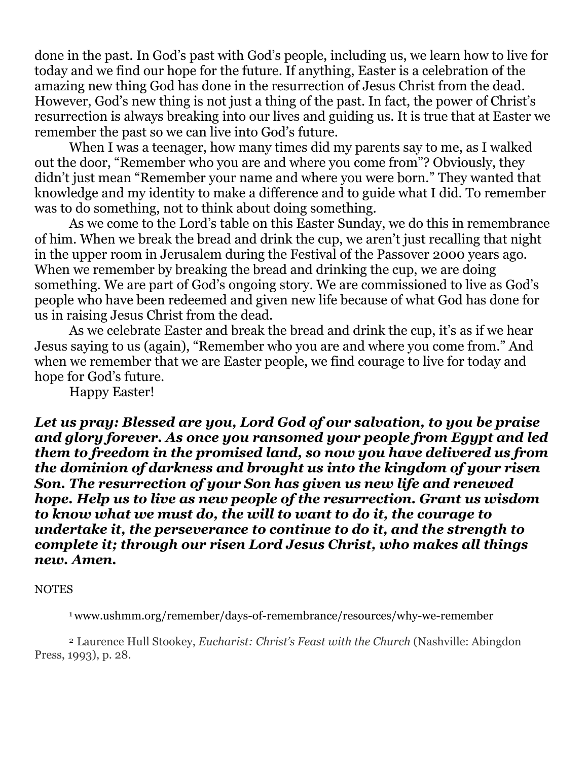done in the past. In God's past with God's people, including us, we learn how to live for today and we find our hope for the future. If anything, Easter is a celebration of the amazing new thing God has done in the resurrection of Jesus Christ from the dead. However, God's new thing is not just a thing of the past. In fact, the power of Christ's resurrection is always breaking into our lives and guiding us. It is true that at Easter we remember the past so we can live into God's future.

When I was a teenager, how many times did my parents say to me, as I walked out the door, "Remember who you are and where you come from"? Obviously, they didn't just mean "Remember your name and where you were born." They wanted that knowledge and my identity to make a difference and to guide what I did. To remember was to do something, not to think about doing something.

As we come to the Lord's table on this Easter Sunday, we do this in remembrance of him. When we break the bread and drink the cup, we aren't just recalling that night in the upper room in Jerusalem during the Festival of the Passover 2000 years ago. When we remember by breaking the bread and drinking the cup, we are doing something. We are part of God's ongoing story. We are commissioned to live as God's people who have been redeemed and given new life because of what God has done for us in raising Jesus Christ from the dead.

As we celebrate Easter and break the bread and drink the cup, it's as if we hear Jesus saying to us (again), "Remember who you are and where you come from." And when we remember that we are Easter people, we find courage to live for today and hope for God's future.

Happy Easter!

***Let us pray: Blessed are you, Lord God of our salvation, to you be praise and glory forever. As once you ransomed your people from Egypt and led them to freedom in the promised land, so now you have delivered us from the dominion of darkness and brought us into the kingdom of your risen Son. The resurrection of your Son has given us new life and renewed hope. Help us to live as new people of the resurrection. Grant us wisdom to know what we must do, the will to want to do it, the courage to undertake it, the perseverance to continue to do it, and the strength to complete it; through our risen Lord Jesus Christ, who makes all things new. Amen.***

NOTES

[1] www.ushmm.org/remember/days-of-remembrance/resources/why-we-remember

[2] Laurence Hull Stookey, *Eucharist: Christ's Feast with the Church* (Nashville: Abingdon Press, 1993), p. 28.